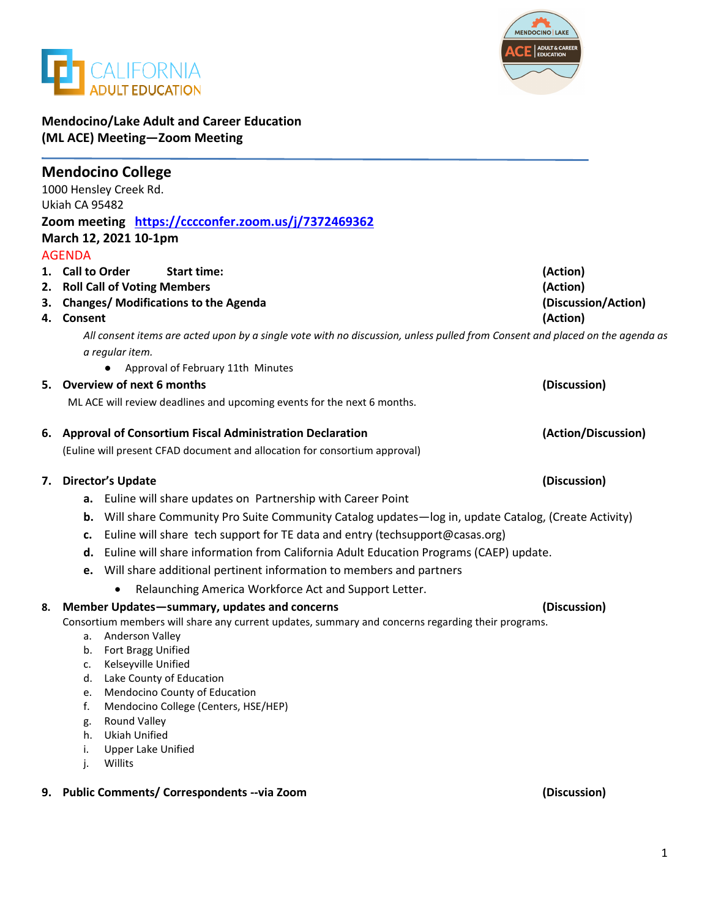CALIFORNIA ADULT EDUCATION

MENDOCINO | LAKE ACE | ADULT & CAREER EDUCATION

**Mendocino/Lake Adult and Career Education (ML ACE) Meeting—Zoom Meeting**

## Mendocino College

1000 Hensley Creek Rd.
Ukiah CA 95482

**Zoom meeting** **https://cccconfer.zoom.us/j/7372469362**

**March 12, 2021 10-1pm**

AGENDA

1. **Call to Order** **Start time:** **(Action)**
2. **Roll Call of Voting Members** **(Action)**
3. **Changes/ Modifications to the Agenda** **(Discussion/Action)**
4. **Consent** **(Action)**

   *All consent items are acted upon by a single vote with no discussion, unless pulled from Consent and placed on the agenda as a regular item.*

   - Approval of February 11th Minutes

5. **Overview of next 6 months** **(Discussion)**

   ML ACE will review deadlines and upcoming events for the next 6 months.

6. **Approval of Consortium Fiscal Administration Declaration** **(Action/Discussion)**

   (Euline will present CFAD document and allocation for consortium approval)

7. **Director's Update** **(Discussion)**

   a. Euline will share updates on Partnership with Career Point
   b. Will share Community Pro Suite Community Catalog updates—log in, update Catalog, (Create Activity)
   c. Euline will share tech support for TE data and entry (techsupport@casas.org)
   d. Euline will share information from California Adult Education Programs (CAEP) update.
   e. Will share additional pertinent information to members and partners
      - Relaunching America Workforce Act and Support Letter.

8. **Member Updates—summary, updates and concerns** **(Discussion)**

   Consortium members will share any current updates, summary and concerns regarding their programs.

   a. Anderson Valley
   b. Fort Bragg Unified
   c. Kelseyville Unified
   d. Lake County of Education
   e. Mendocino County of Education
   f. Mendocino College (Centers, HSE/HEP)
   g. Round Valley
   h. Ukiah Unified
   i. Upper Lake Unified
   j. Willits

9. **Public Comments/ Correspondents --via Zoom** **(Discussion)**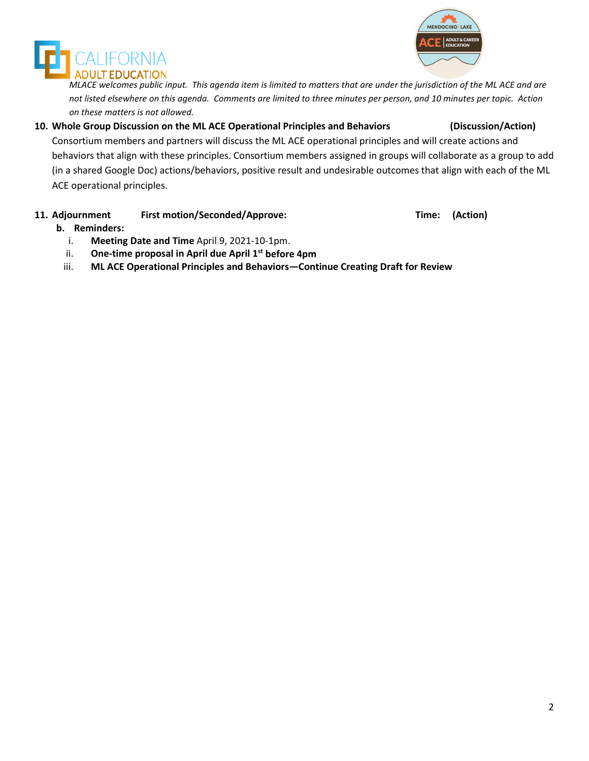*MLACE welcomes public input. This agenda item is limited to matters that are under the jurisdiction of the ML ACE and are not listed elsewhere on this agenda. Comments are limited to three minutes per person, and 10 minutes per topic. Action on these matters is not allowed.*

**10. Whole Group Discussion on the ML ACE Operational Principles and Behaviors (Discussion/Action)**

Consortium members and partners will discuss the ML ACE operational principles and will create actions and behaviors that align with these principles. Consortium members assigned in groups will collaborate as a group to add (in a shared Google Doc) actions/behaviors, positive result and undesirable outcomes that align with each of the ML ACE operational principles.

**11. Adjournment First motion/Seconded/Approve: Time: (Action)**

**b. Reminders:**

i. **Meeting Date and Time** April 9, 2021-10-1pm.

ii. **One-time proposal in April due April 1st before 4pm**

iii. **ML ACE Operational Principles and Behaviors—Continue Creating Draft for Review**